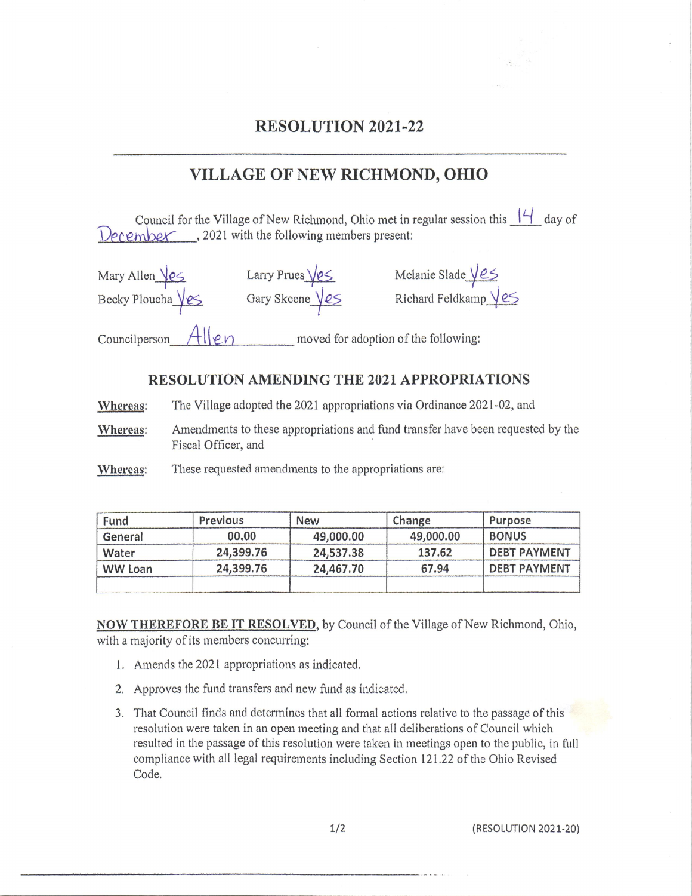# RESOLUTION 2021-22

## VILLAGE OF NEW RICHMOND, OHIO

Council for the Village of New Richmond, Ohio met in regular session this 14 day of December, 2021 with the following members present:

Mary Allen Yes &nbsp;&nbsp;&nbsp; Larry Prues Yes &nbsp;&nbsp;&nbsp; Melanie Slade Yes

Becky Ploucha Yes &nbsp;&nbsp;&nbsp; Gary Skeene Yes &nbsp;&nbsp;&nbsp; Richard Feldkamp Yes

Councilperson Allen moved for adoption of the following:

### RESOLUTION AMENDING THE 2021 APPROPRIATIONS

**Whereas:** The Village adopted the 2021 appropriations via Ordinance 2021-02, and

**Whereas:** Amendments to these appropriations and fund transfer have been requested by the Fiscal Officer, and

**Whereas:** These requested amendments to the appropriations are:

| Fund | Previous | New | Change | Purpose |
|---|---|---|---|---|
| General | 00.00 | 49,000.00 | 49,000.00 | BONUS |
| Water | 24,399.76 | 24,537.38 | 137.62 | DEBT PAYMENT |
| WW Loan | 24,399.76 | 24,467.70 | 67.94 | DEBT PAYMENT |
| | | | | |

**NOW THEREFORE BE IT RESOLVED**, by Council of the Village of New Richmond, Ohio, with a majority of its members concurring:

1. Amends the 2021 appropriations as indicated.
2. Approves the fund transfers and new fund as indicated.
3. That Council finds and determines that all formal actions relative to the passage of this resolution were taken in an open meeting and that all deliberations of Council which resulted in the passage of this resolution were taken in meetings open to the public, in full compliance with all legal requirements including Section 121.22 of the Ohio Revised Code.

(RESOLUTION 2021-20)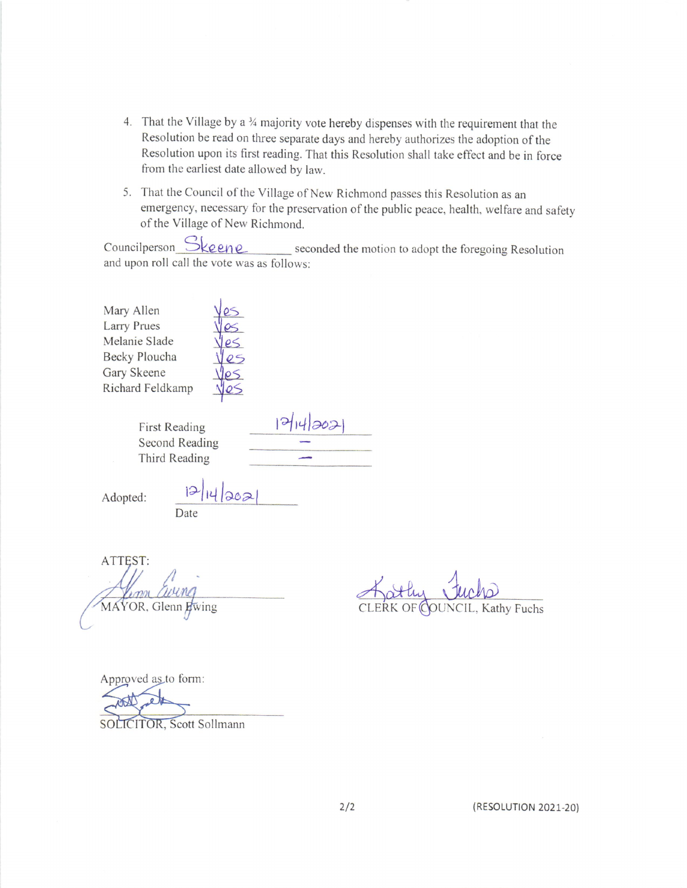4. That the Village by a ¾ majority vote hereby dispenses with the requirement that the Resolution be read on three separate days and hereby authorizes the adoption of the Resolution upon its first reading. That this Resolution shall take effect and be in force from the earliest date allowed by law.

5. That the Council of the Village of New Richmond passes this Resolution as an emergency, necessary for the preservation of the public peace, health, welfare and safety of the Village of New Richmond.

Councilperson Skeene seconded the motion to adopt the foregoing Resolution and upon roll call the vote was as follows:

| | |
|---|---|
| Mary Allen | Yes |
| Larry Prues | Yes |
| Melanie Slade | Yes |
| Becky Ploucha | Yes |
| Gary Skeene | Yes |
| Richard Feldkamp | Yes |

| | |
|---|---|
| First Reading | 12/14/2021 |
| Second Reading | – |
| Third Reading | – |

Adopted: 12/14/2021
Date

ATTEST:

Glenn Ewing
MAYOR, Glenn Ewing

Kathy Fuchs
CLERK OF COUNCIL, Kathy Fuchs

Approved as to form:

SOLICITOR, Scott Sollmann

(RESOLUTION 2021-20)